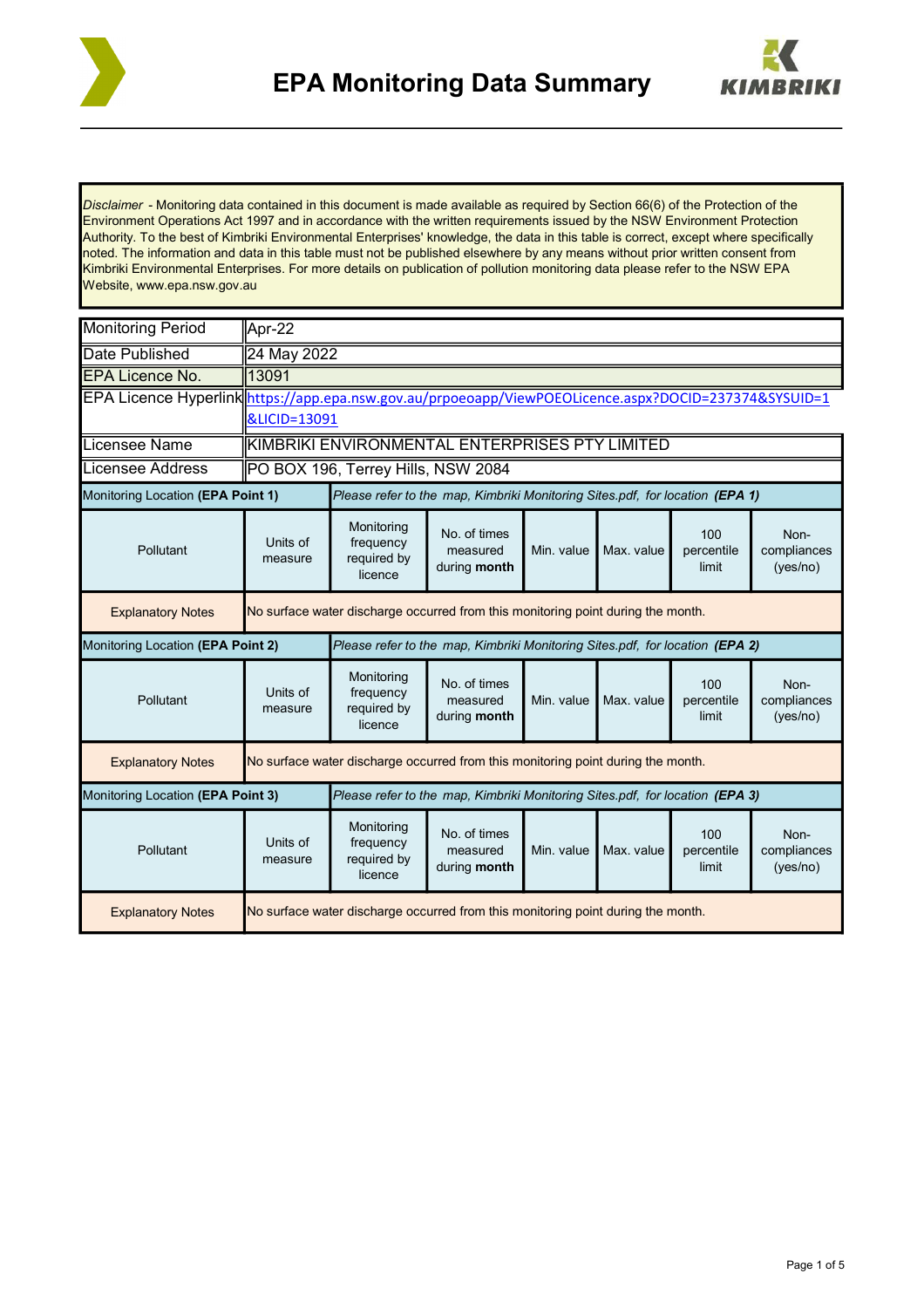# EPA Monitoring Data Summary

*Disclaimer* - Monitoring data contained in this document is made available as required by Section 66(6) of the Protection of the Environment Operations Act 1997 and in accordance with the written requirements issued by the NSW Environment Protection Authority. To the best of Kimbriki Environmental Enterprises' knowledge, the data in this table is correct, except where specifically noted. The information and data in this table must not be published elsewhere by any means without prior written consent from Kimbriki Environmental Enterprises. For more details on publication of pollution monitoring data please refer to the NSW EPA Website, www.epa.nsw.gov.au

| | |
|---|---|
| Monitoring Period | Apr-22 |
| Date Published | 24 May 2022 |
| EPA Licence No. | 13091 |
| EPA Licence Hyperlink | https://app.epa.nsw.gov.au/prpoeoapp/ViewPOEOLicence.aspx?DOCID=237374&SYSUID=1&LICID=13091 |
| Licensee Name | KIMBRIKI ENVIRONMENTAL ENTERPRISES PTY LIMITED |
| Licensee Address | PO BOX 196, Terrey Hills, NSW 2084 |

| Monitoring Location (**EPA Point 1**) | | *Please refer to the map, Kimbriki Monitoring Sites.pdf, for location* ***(EPA 1)*** | | | | | |
|---|---|---|---|---|---|---|---|
| Pollutant | Units of measure | Monitoring frequency required by licence | No. of times measured during **month** | Min. value | Max. value | 100 percentile limit | Non-compliances (yes/no) |
| Explanatory Notes | No surface water discharge occurred from this monitoring point during the month. | | | | | | |

| Monitoring Location (**EPA Point 2**) | | *Please refer to the map, Kimbriki Monitoring Sites.pdf, for location* ***(EPA 2)*** | | | | | |
|---|---|---|---|---|---|---|---|
| Pollutant | Units of measure | Monitoring frequency required by licence | No. of times measured during **month** | Min. value | Max. value | 100 percentile limit | Non-compliances (yes/no) |
| Explanatory Notes | No surface water discharge occurred from this monitoring point during the month. | | | | | | |

| Monitoring Location (**EPA Point 3**) | | *Please refer to the map, Kimbriki Monitoring Sites.pdf, for location* ***(EPA 3)*** | | | | | |
|---|---|---|---|---|---|---|---|
| Pollutant | Units of measure | Monitoring frequency required by licence | No. of times measured during **month** | Min. value | Max. value | 100 percentile limit | Non-compliances (yes/no) |
| Explanatory Notes | No surface water discharge occurred from this monitoring point during the month. | | | | | | |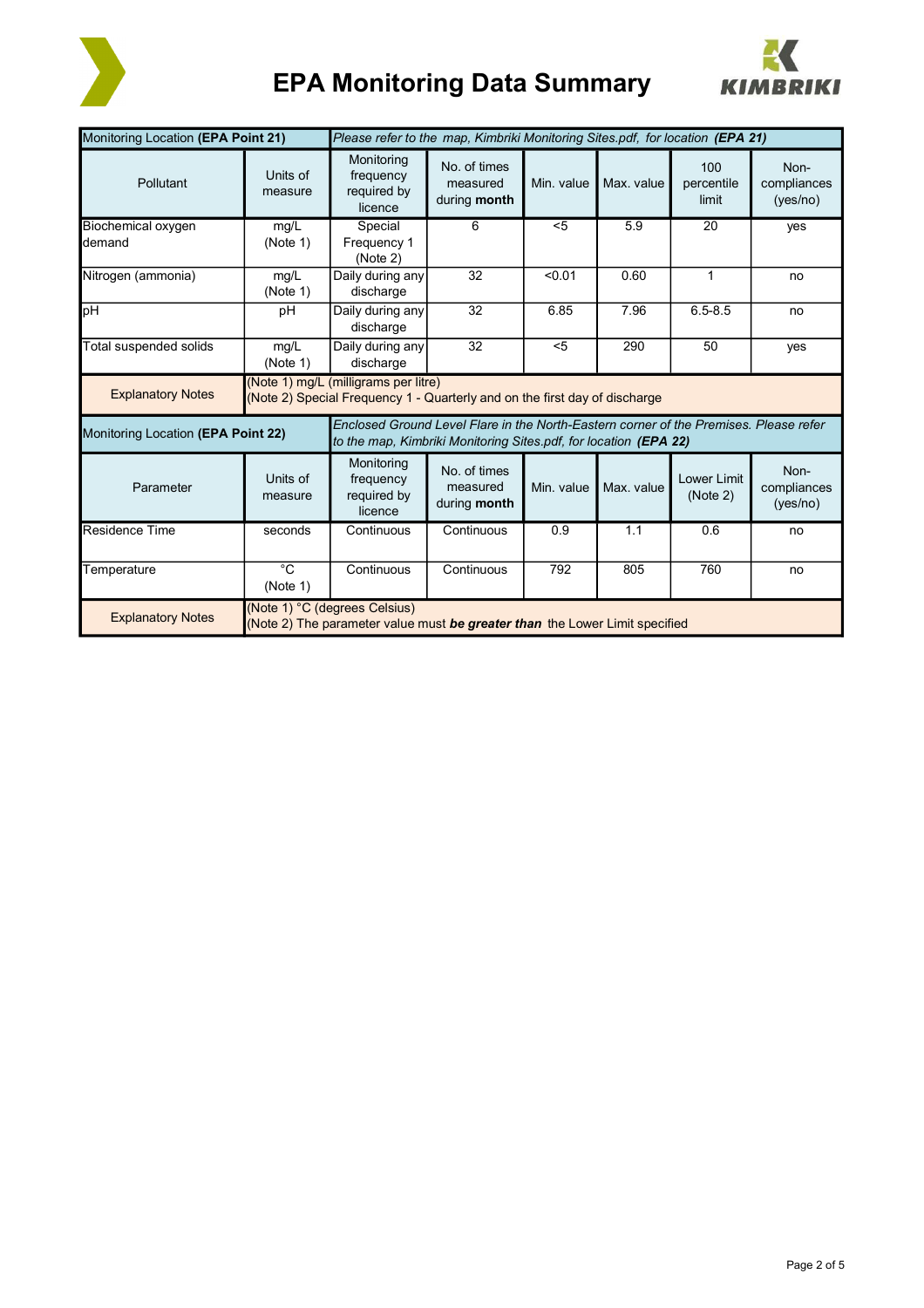# EPA Monitoring Data Summary

| Monitoring Location **(EPA Point 21)** | | *Please refer to the map, Kimbriki Monitoring Sites.pdf, for location* ***(EPA 21)*** | | | | | |
|---|---|---|---|---|---|---|---|
| Pollutant | Units of measure | Monitoring frequency required by licence | No. of times measured during **month** | Min. value | Max. value | 100 percentile limit | Non-compliances (yes/no) |
| Biochemical oxygen demand | mg/L (Note 1) | Special Frequency 1 (Note 2) | 6 | <5 | 5.9 | 20 | yes |
| Nitrogen (ammonia) | mg/L (Note 1) | Daily during any discharge | 32 | <0.01 | 0.60 | 1 | no |
| pH | pH | Daily during any discharge | 32 | 6.85 | 7.96 | 6.5-8.5 | no |
| Total suspended solids | mg/L (Note 1) | Daily during any discharge | 32 | <5 | 290 | 50 | yes |
| Explanatory Notes | (Note 1) mg/L (milligrams per litre)<br>(Note 2) Special Frequency 1 - Quarterly and on the first day of discharge | | | | | | |

| Monitoring Location **(EPA Point 22)** | | *Enclosed Ground Level Flare in the North-Eastern corner of the Premises. Please refer to the map, Kimbriki Monitoring Sites.pdf, for location* ***(EPA 22)*** | | | | | |
|---|---|---|---|---|---|---|---|
| Parameter | Units of measure | Monitoring frequency required by licence | No. of times measured during **month** | Min. value | Max. value | Lower Limit (Note 2) | Non-compliances (yes/no) |
| Residence Time | seconds | Continuous | Continuous | 0.9 | 1.1 | 0.6 | no |
| Temperature | °C (Note 1) | Continuous | Continuous | 792 | 805 | 760 | no |
| Explanatory Notes | (Note 1) °C (degrees Celsius)<br>(Note 2) The parameter value must ***be greater than*** the Lower Limit specified | | | | | | |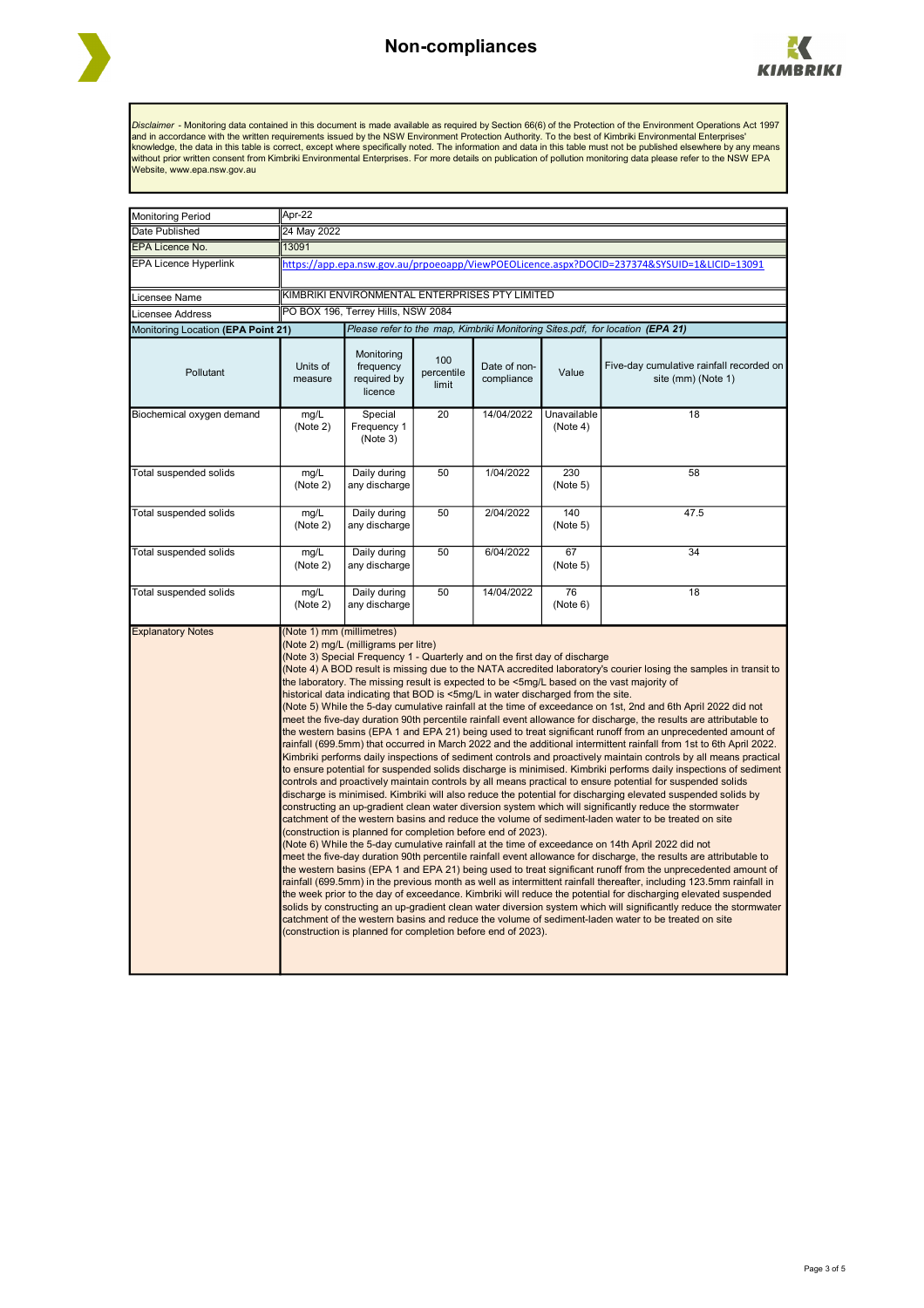# Non-compliances

*Disclaimer* - Monitoring data contained in this document is made available as required by Section 66(6) of the Protection of the Environment Operations Act 1997 and in accordance with the written requirements issued by the NSW Environment Protection Authority. To the best of Kimbriki Environmental Enterprises' knowledge, the data in this table is correct, except where specifically noted. The information and data in this table must not be published elsewhere by any means without prior written consent from Kimbriki Environmental Enterprises. For more details on publication of pollution monitoring data please refer to the NSW EPA Website, www.epa.nsw.gov.au

| | |
|---|---|
| Monitoring Period | Apr-22 |
| Date Published | 24 May 2022 |
| EPA Licence No. | 13091 |
| EPA Licence Hyperlink | https://app.epa.nsw.gov.au/prpoeoapp/ViewPOEOLicence.aspx?DOCID=237374&SYSUID=1&LICID=13091 |
| Licensee Name | KIMBRIKI ENVIRONMENTAL ENTERPRISES PTY LIMITED |
| Licensee Address | PO BOX 196, Terrey Hills, NSW 2084 |

| Monitoring Location (**EPA Point 21**) | *Please refer to the map, Kimbriki Monitoring Sites.pdf, for location **(EPA 21)*** | | | | | |
|---|---|---|---|---|---|---|
| Pollutant | Units of measure | Monitoring frequency required by licence | 100 percentile limit | Date of non-compliance | Value | Five-day cumulative rainfall recorded on site (mm) (Note 1) |
| Biochemical oxygen demand | mg/L (Note 2) | Special Frequency 1 (Note 3) | 20 | 14/04/2022 | Unavailable (Note 4) | 18 |
| Total suspended solids | mg/L (Note 2) | Daily during any discharge | 50 | 1/04/2022 | 230 (Note 5) | 58 |
| Total suspended solids | mg/L (Note 2) | Daily during any discharge | 50 | 2/04/2022 | 140 (Note 5) | 47.5 |
| Total suspended solids | mg/L (Note 2) | Daily during any discharge | 50 | 6/04/2022 | 67 (Note 5) | 34 |
| Total suspended solids | mg/L (Note 2) | Daily during any discharge | 50 | 14/04/2022 | 76 (Note 6) | 18 |

**Explanatory Notes**

(Note 1) mm (millimetres)
(Note 2) mg/L (milligrams per litre)
(Note 3) Special Frequency 1 - Quarterly and on the first day of discharge
(Note 4) A BOD result is missing due to the NATA accredited laboratory's courier losing the samples in transit to the laboratory. The missing result is expected to be <5mg/L based on the vast majority of historical data indicating that BOD is <5mg/L in water discharged from the site.
(Note 5) While the 5-day cumulative rainfall at the time of exceedance on 1st, 2nd and 6th April 2022 did not meet the five-day duration 90th percentile rainfall event allowance for discharge, the results are attributable to the western basins (EPA 1 and EPA 21) being used to treat significant runoff from an unprecedented amount of rainfall (699.5mm) that occurred in March 2022 and the additional intermittent rainfall from 1st to 6th April 2022. Kimbriki performs daily inspections of sediment controls and proactively maintain controls by all means practical to ensure potential for suspended solids discharge is minimised. Kimbriki performs daily inspections of sediment controls and proactively maintain controls by all means practical to ensure potential for suspended solids discharge is minimised. Kimbriki will also reduce the potential for discharging elevated suspended solids by constructing an up-gradient clean water diversion system which will significantly reduce the stormwater catchment of the western basins and reduce the volume of sediment-laden water to be treated on site (construction is planned for completion before end of 2023).
(Note 6) While the 5-day cumulative rainfall at the time of exceedance on 14th April 2022 did not meet the five-day duration 90th percentile rainfall event allowance for discharge, the results are attributable to the western basins (EPA 1 and EPA 21) being used to treat significant runoff from the unprecedented amount of rainfall (699.5mm) in the previous month as well as intermittent rainfall thereafter, including 123.5mm rainfall in the week prior to the day of exceedance. Kimbriki will reduce the potential for discharging elevated suspended solids by constructing an up-gradient clean water diversion system which will significantly reduce the stormwater catchment of the western basins and reduce the volume of sediment-laden water to be treated on site (construction is planned for completion before end of 2023).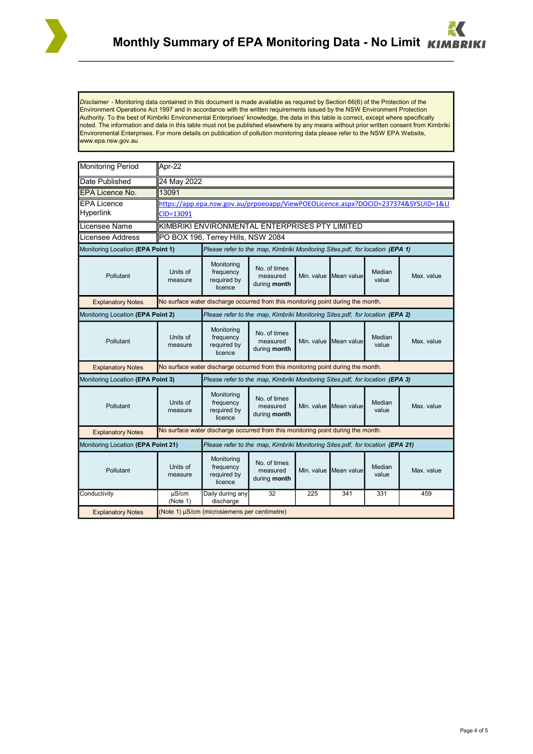# Monthly Summary of EPA Monitoring Data - No Limit

*Disclaimer* - Monitoring data contained in this document is made available as required by Section 66(6) of the Protection of the Environment Operations Act 1997 and in accordance with the written requirements issued by the NSW Environment Protection Authority. To the best of Kimbriki Environmental Enterprises' knowledge, the data in this table is correct, except where specifically noted. The information and data in this table must not be published elsewhere by any means without prior written consent from Kimbriki Environmental Enterprises. For more details on publication of pollution monitoring data please refer to the NSW EPA Website, www.epa.nsw.gov.au

| | |
|---|---|
| Monitoring Period | Apr-22 |
| Date Published | 24 May 2022 |
| EPA Licence No. | 13091 |
| EPA Licence Hyperlink | https://app.epa.nsw.gov.au/prpoeoapp/ViewPOEOLicence.aspx?DOCID=237374&SYSUID=1&LICID=13091 |
| Licensee Name | KIMBRIKI ENVIRONMENTAL ENTERPRISES PTY LIMITED |
| Licensee Address | PO BOX 196, Terrey Hills, NSW 2084 |

Monitoring Location **(EPA Point 1)** — *Please refer to the map, Kimbriki Monitoring Sites.pdf, for location **(EPA 1)***

| Pollutant | Units of measure | Monitoring frequency required by licence | No. of times measured during **month** | Min. value | Mean value | Median value | Max. value |
|---|---|---|---|---|---|---|---|
| Explanatory Notes | No surface water discharge occurred from this monitoring point during the month. | | | | | | |

Monitoring Location **(EPA Point 2)** — *Please refer to the map, Kimbriki Monitoring Sites.pdf, for location **(EPA 2)***

| Pollutant | Units of measure | Monitoring frequency required by licence | No. of times measured during **month** | Min. value | Mean value | Median value | Max. value |
|---|---|---|---|---|---|---|---|
| Explanatory Notes | No surface water discharge occurred from this monitoring point during the month. | | | | | | |

Monitoring Location **(EPA Point 3)** — *Please refer to the map, Kimbriki Monitoring Sites.pdf, for location **(EPA 3)***

| Pollutant | Units of measure | Monitoring frequency required by licence | No. of times measured during **month** | Min. value | Mean value | Median value | Max. value |
|---|---|---|---|---|---|---|---|
| Explanatory Notes | No surface water discharge occurred from this monitoring point during the month. | | | | | | |

Monitoring Location **(EPA Point 21)** — *Please refer to the map, Kimbriki Monitoring Sites.pdf, for location **(EPA 21)***

| Pollutant | Units of measure | Monitoring frequency required by licence | No. of times measured during **month** | Min. value | Mean value | Median value | Max. value |
|---|---|---|---|---|---|---|---|
| Conductivity | µS/cm (Note 1) | Daily during any discharge | 32 | 225 | 341 | 331 | 459 |
| Explanatory Notes | (Note 1) µS/cm (microsiemens per centimetre) | | | | | | |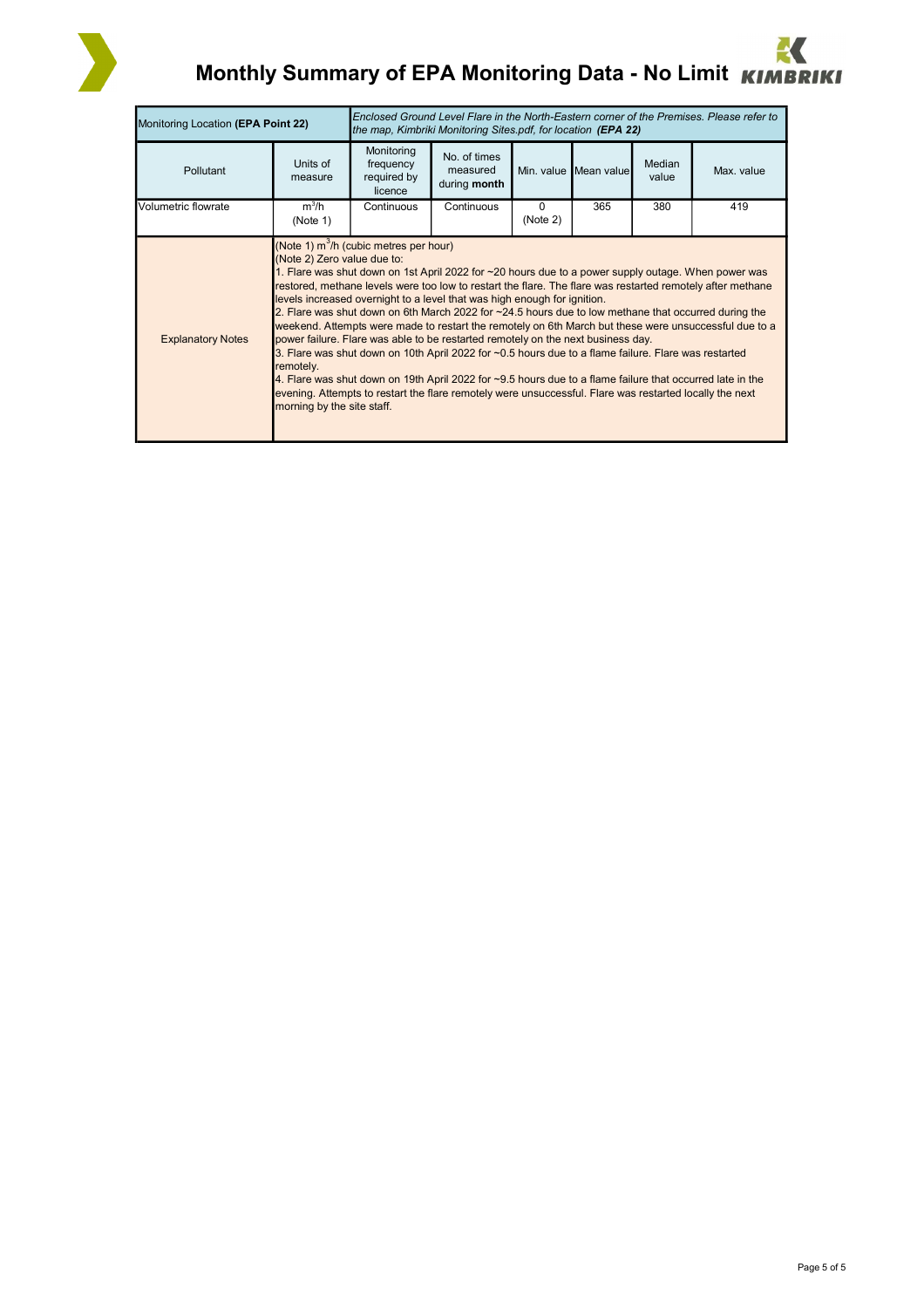# Monthly Summary of EPA Monitoring Data - No Limit

| Monitoring Location (**EPA Point 22**) | | *Enclosed Ground Level Flare in the North-Eastern corner of the Premises. Please refer to the map, Kimbriki Monitoring Sites.pdf, for location* ***(EPA 22)*** | | | | | |
|---|---|---|---|---|---|---|---|
| Pollutant | Units of measure | Monitoring frequency required by licence | No. of times measured during **month** | Min. value | Mean value | Median value | Max. value |
| Volumetric flowrate | $m^3/h$ (Note 1) | Continuous | Continuous | 0 (Note 2) | 365 | 380 | 419 |
| Explanatory Notes | (Note 1) $m^3/h$ (cubic metres per hour)<br>(Note 2) Zero value due to:<br>1. Flare was shut down on 1st April 2022 for ~20 hours due to a power supply outage. When power was restored, methane levels were too low to restart the flare. The flare was restarted remotely after methane levels increased overnight to a level that was high enough for ignition.<br>2. Flare was shut down on 6th March 2022 for ~24.5 hours due to low methane that occurred during the weekend. Attempts were made to restart the remotely on 6th March but these were unsuccessful due to a power failure. Flare was able to be restarted remotely on the next business day.<br>3. Flare was shut down on 10th April 2022 for ~0.5 hours due to a flame failure. Flare was restarted remotely.<br>4. Flare was shut down on 19th April 2022 for ~9.5 hours due to a flame failure that occurred late in the evening. Attempts to restart the flare remotely were unsuccessful. Flare was restarted locally the next morning by the site staff. | | | | | | |